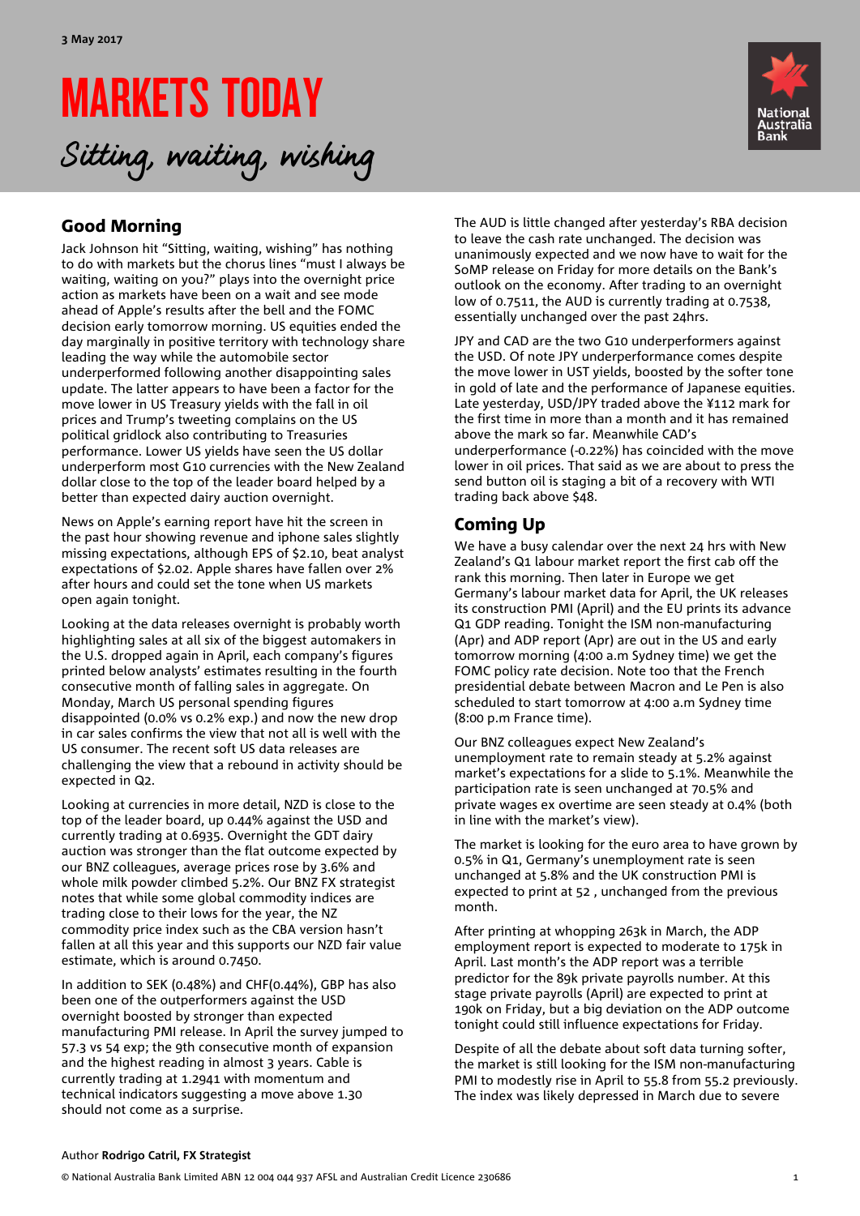3 May 2017

# MARKETS TODAY

*Sitting, waiting, wishing*

## Good Morning

Jack Johnson hit "Sitting, waiting, wishing" has nothing to do with markets but the chorus lines "must I always be waiting, waiting on you?" plays into the overnight price action as markets have been on a wait and see mode ahead of Apple's results after the bell and the FOMC decision early tomorrow morning. US equities ended the day marginally in positive territory with technology share leading the way while the automobile sector underperformed following another disappointing sales update. The latter appears to have been a factor for the move lower in US Treasury yields with the fall in oil prices and Trump's tweeting complains on the US political gridlock also contributing to Treasuries performance. Lower US yields have seen the US dollar underperform most G10 currencies with the New Zealand dollar close to the top of the leader board helped by a better than expected dairy auction overnight.

News on Apple's earning report have hit the screen in the past hour showing revenue and iphone sales slightly missing expectations, although EPS of $2.10, beat analyst expectations of $2.02. Apple shares have fallen over 2% after hours and could set the tone when US markets open again tonight.

Looking at the data releases overnight is probably worth highlighting sales at all six of the biggest automakers in the U.S. dropped again in April, each company's figures printed below analysts' estimates resulting in the fourth consecutive month of falling sales in aggregate. On Monday, March US personal spending figures disappointed (0.0% vs 0.2% exp.) and now the new drop in car sales confirms the view that not all is well with the US consumer. The recent soft US data releases are challenging the view that a rebound in activity should be expected in Q2.

Looking at currencies in more detail, NZD is close to the top of the leader board, up 0.44% against the USD and currently trading at 0.6935. Overnight the GDT dairy auction was stronger than the flat outcome expected by our BNZ colleagues, average prices rose by 3.6% and whole milk powder climbed 5.2%. Our BNZ FX strategist notes that while some global commodity indices are trading close to their lows for the year, the NZ commodity price index such as the CBA version hasn't fallen at all this year and this supports our NZD fair value estimate, which is around 0.7450.

In addition to SEK (0.48%) and CHF(0.44%), GBP has also been one of the outperformers against the USD overnight boosted by stronger than expected manufacturing PMI release. In April the survey jumped to 57.3 vs 54 exp; the 9th consecutive month of expansion and the highest reading in almost 3 years. Cable is currently trading at 1.2941 with momentum and technical indicators suggesting a move above 1.30 should not come as a surprise.

The AUD is little changed after yesterday's RBA decision to leave the cash rate unchanged. The decision was unanimously expected and we now have to wait for the SoMP release on Friday for more details on the Bank's outlook on the economy. After trading to an overnight low of 0.7511, the AUD is currently trading at 0.7538, essentially unchanged over the past 24hrs.

JPY and CAD are the two G10 underperformers against the USD. Of note JPY underperformance comes despite the move lower in UST yields, boosted by the softer tone in gold of late and the performance of Japanese equities. Late yesterday, USD/JPY traded above the ¥112 mark for the first time in more than a month and it has remained above the mark so far. Meanwhile CAD's underperformance (-0.22%) has coincided with the move lower in oil prices. That said as we are about to press the send button oil is staging a bit of a recovery with WTI trading back above $48.

## Coming Up

We have a busy calendar over the next 24 hrs with New Zealand's Q1 labour market report the first cab off the rank this morning. Then later in Europe we get Germany's labour market data for April, the UK releases its construction PMI (April) and the EU prints its advance Q1 GDP reading. Tonight the ISM non-manufacturing (Apr) and ADP report (Apr) are out in the US and early tomorrow morning (4:00 a.m Sydney time) we get the FOMC policy rate decision. Note too that the French presidential debate between Macron and Le Pen is also scheduled to start tomorrow at 4:00 a.m Sydney time (8:00 p.m France time).

Our BNZ colleagues expect New Zealand's unemployment rate to remain steady at 5.2% against market's expectations for a slide to 5.1%. Meanwhile the participation rate is seen unchanged at 70.5% and private wages ex overtime are seen steady at 0.4% (both in line with the market's view).

The market is looking for the euro area to have grown by 0.5% in Q1, Germany's unemployment rate is seen unchanged at 5.8% and the UK construction PMI is expected to print at 52 , unchanged from the previous month.

After printing at whopping 263k in March, the ADP employment report is expected to moderate to 175k in April. Last month's the ADP report was a terrible predictor for the 89k private payrolls number. At this stage private payrolls (April) are expected to print at 190k on Friday, but a big deviation on the ADP outcome tonight could still influence expectations for Friday.

Despite of all the debate about soft data turning softer, the market is still looking for the ISM non-manufacturing PMI to modestly rise in April to 55.8 from 55.2 previously. The index was likely depressed in March due to severe

Author **Rodrigo Catril, FX Strategist**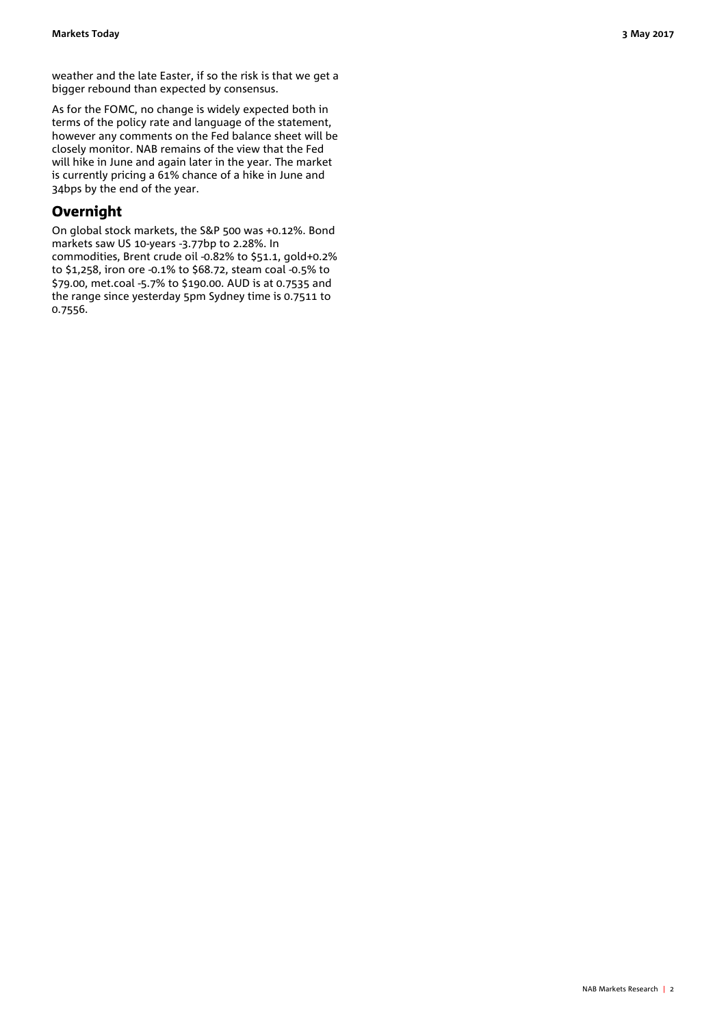weather and the late Easter, if so the risk is that we get a bigger rebound than expected by consensus.

As for the FOMC, no change is widely expected both in terms of the policy rate and language of the statement, however any comments on the Fed balance sheet will be closely monitor. NAB remains of the view that the Fed will hike in June and again later in the year. The market is currently pricing a 61% chance of a hike in June and 34bps by the end of the year.

## Overnight

On global stock markets, the S&P 500 was +0.12%. Bond markets saw US 10-years -3.77bp to 2.28%. In commodities, Brent crude oil -0.82% to $51.1, gold+0.2% to $1,258, iron ore -0.1% to $68.72, steam coal -0.5% to $79.00, met.coal -5.7% to $190.00. AUD is at 0.7535 and the range since yesterday 5pm Sydney time is 0.7511 to 0.7556.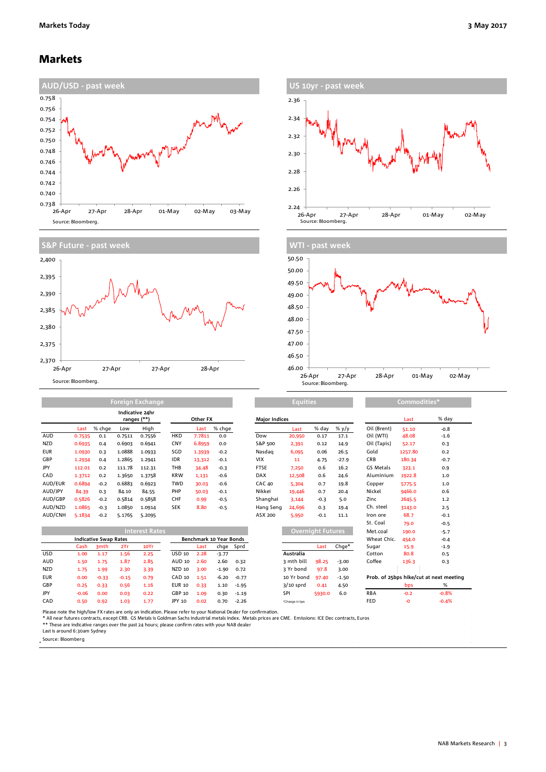# Markets

## AUD/USD - past week

Source: Bloomberg.

## US 10yr - past week

Source: Bloomberg.

## S&P Future - past week

Source: Bloomberg.

## WTI - past week

Source: Bloomberg.

## Foreign Exchange

| | Last | % chge | Low | High | Other FX | Last | % chge |
|---|---|---|---|---|---|---|---|
| | | | Indicative 24hr ranges (**) | | | | |
| AUD | 0.7535 | 0.1 | 0.7511 | 0.7556 | HKD | 7.7811 | 0.0 |
| NZD | 0.6935 | 0.4 | 0.6903 | 0.6941 | CNY | 6.8959 | 0.0 |
| EUR | 1.0930 | 0.3 | 1.0888 | 1.0933 | SGD | 1.3939 | -0.2 |
| GBP | 1.2934 | 0.4 | 1.2865 | 1.2941 | IDR | 13,312 | -0.1 |
| JPY | 112.01 | 0.2 | 111.78 | 112.31 | THB | 34.48 | -0.3 |
| CAD | 1.3712 | 0.2 | 1.3650 | 1.3758 | KRW | 1,131 | -0.6 |
| AUD/EUR | 0.6894 | -0.2 | 0.6883 | 0.6923 | TWD | 30.03 | -0.6 |
| AUD/JPY | 84.39 | 0.3 | 84.10 | 84.55 | PHP | 50.03 | -0.1 |
| AUD/GBP | 0.5826 | -0.2 | 0.5814 | 0.5858 | CHF | 0.99 | -0.5 |
| AUD/NZD | 1.0865 | -0.3 | 1.0850 | 1.0914 | SEK | 8.80 | -0.5 |
| AUD/CNH | 5.1834 | -0.2 | 5.1765 | 5.2095 | | | |

## Equities

| Major Indices | Last | % day | % y/y |
|---|---|---|---|
| Dow | 20,950 | 0.17 | 17.1 |
| S&P 500 | 2,391 | 0.12 | 14.9 |
| Nasdaq | 6,095 | 0.06 | 26.5 |
| VIX | 11 | 4.75 | -27.9 |
| FTSE | 7,250 | 0.6 | 16.2 |
| DAX | 12,508 | 0.6 | 24.6 |
| CAC 40 | 5,304 | 0.7 | 19.8 |
| Nikkei | 19,446 | 0.7 | 20.4 |
| Shanghai | 3,144 | -0.3 | 5.0 |
| Hang Seng | 24,696 | 0.3 | 19.4 |
| ASX 200 | 5,950 | -0.1 | 11.1 |

## Commodities*

| | Last | % day |
|---|---|---|
| Oil (Brent) | 51.10 | -0.8 |
| Oil (WTI) | 48.08 | -1.6 |
| Oil (Tapis) | 52.17 | 0.3 |
| Gold | 1257.80 | 0.2 |
| CRB | 180.34 | -0.7 |
| GS Metals | 323.1 | 0.9 |
| Aluminium | 1922.8 | 1.0 |
| Copper | 5775.5 | 1.0 |
| Nickel | 9466.0 | 0.6 |
| Zinc | 2645.5 | 1.2 |
| Ch. steel | 3143.0 | 2.5 |
| Iron ore | 68.7 | -0.1 |
| St. Coal | 79.0 | -0.5 |
| Met.coal | 190.0 | -5.7 |
| Wheat Chic. | 454.0 | -0.4 |
| Sugar | 15.9 | -1.9 |
| Cotton | 80.8 | 0.5 |
| Coffee | 136.3 | 0.3 |

## Interest Rates

| Indicative Swap Rates | Cash | 3mth | 2Yr | 10Yr | Benchmark 10 Year Bonds | Last | chge | Sprd |
|---|---|---|---|---|---|---|---|---|
| USD | 1.00 | 1.17 | 1.56 | 2.25 | USD 10 | 2.28 | -3.77 | |
| AUD | 1.50 | 1.75 | 1.87 | 2.85 | AUD 10 | 2.60 | 2.60 | 0.32 |
| NZD | 1.75 | 1.99 | 2.30 | 3.39 | NZD 10 | 3.00 | -1.90 | 0.72 |
| EUR | 0.00 | -0.33 | -0.15 | 0.79 | CAD 10 | 1.51 | -6.20 | -0.77 |
| GBP | 0.25 | 0.33 | 0.56 | 1.16 | EUR 10 | 0.33 | 1.10 | -1.95 |
| JPY | -0.06 | 0.00 | 0.03 | 0.22 | GBP 10 | 1.09 | 0.30 | -1.19 |
| CAD | 0.50 | 0.92 | 1.03 | 1.77 | JPY 10 | 0.02 | 0.70 | -2.26 |

## Overnight Futures

| | Last | Chge* |
|---|---|---|
| **Australia** | | |
| 3 mth bill | 98.25 | -3.00 |
| 3 Yr bond | 97.8 | 3.00 |
| 10 Yr bond | 97.40 | -1.50 |
| 3/10 sprd | 0.41 | 4.50 |
| SPI | 5930.0 | 6.0 |

*Change in bps

## Prob. of 25bps hike/cut at next meeting

| | bps | % |
|---|---|---|
| RBA | -0.2 | -0.8% |
| FED | -0 | -0.4% |

Please note the high/low FX rates are only an indication. Please refer to your National Dealer for confirmation.

\* All near futures contracts, except CRB. GS Metals is Goldman Sachs industrial metals index. Metals prices are CME. Emissions: ICE Dec contracts, Euros

** These are indicative ranges over the past 24 hours; please confirm rates with your NAB dealer

Last is around 6:30am Sydney

Source: Bloomberg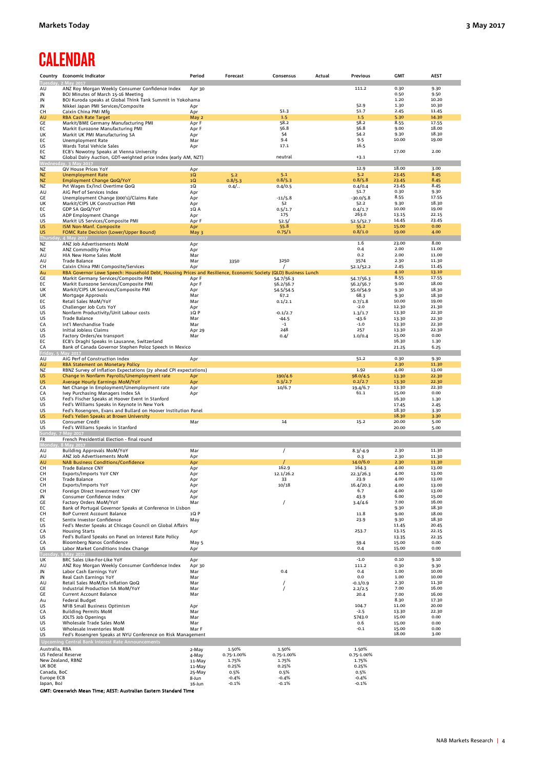# CALENDAR

| Country | Economic Indicator | Period | Forecast | Consensus | Actual | Previous | GMT | AEST |
|---|---|---|---|---|---|---|---|---|
| **Tuesday, 2 May 2017** | | | | | | | | |
| AU | ANZ Roy Morgan Weekly Consumer Confidence Index | Apr 30 | | | | 111.2 | 0.30 | 9.30 |
| JN | BOJ Minutes of March 15-16 Meeting | | | | | | 0.50 | 9.50 |
| JN | BOJ Kuroda speaks at Global Think Tank Summit in Yokohama | 1Q | | | | | 1.20 | 10.20 |
| JN | Nikkei Japan PMI Services/Composite | Apr | | | | 52.9 | 1.30 | 10.30 |
| CH | Caixin China PMI Mfg | Apr | | 51.3 | | 51.7 | 2.45 | 11.45 |
| AU | RBA Cash Rate Target | May 2 | | 1.5 | | 1.5 | 5.30 | 14.30 |
| GE | Markit/BME Germany Manufacturing PMI | Apr F | | 58.2 | | 58.2 | 8.55 | 17.55 |
| EC | Markit Eurozone Manufacturing PMI | Apr F | | 56.8 | | 56.8 | 9.00 | 18.00 |
| UK | Markit UK PMI Manufacturing SA | Apr | | 54 | | 54.2 | 9.30 | 18.30 |
| EC | Unemployment Rate | Mar | | 9.4 | | 9.5 | 10.00 | 19.00 |
| US | Wards Total Vehicle Sales | Apr | | 17.1 | | 16.5 | | |
| EC | ECB's Nowotny Speaks at Vienna University | | | | | | 17.00 | 2.00 |
| NZ | Global Dairy Auction, GDT-weighted price index (early AM, NZT) | | | neutral | | +3.1 | | |
| **Wednesday, 3 May 2017** | | | | | | | | |
| NZ | QV House Prices YoY | Apr | | | | 12.9 | 18.00 | 3.00 |
| NZ | Unemployment Rate | 1Q | 5.2 | 5.1 | | 5.2 | 23.45 | 8.45 |
| NZ | Employment Change QoQ/YoY | 1Q | 0.8/5.3 | 0.8/5.3 | | 0.8/5.8 | 23.45 | 8.45 |
| NZ | Pvt Wages Ex/Incl Overtime QoQ | 1Q | 0.4/.. | 0.4/0.5 | | 0.4/0.4 | 23.45 | 8.45 |
| AU | AiG Perf of Services Index | Apr | | | | 51.7 | 0.30 | 9.30 |
| GE | Unemployment Change (000's)/Claims Rate | Apr | | -11/5.8 | | -30.0/5.8 | 8.55 | 17.55 |
| UK | Markit/CIPS UK Construction PMI | Apr | | 52 | | 52.2 | 9.30 | 18.30 |
| EC | GDP SA QoQ/YoY | 1Q A | | 0.5/1.7 | | 0.4/1.7 | 10.00 | 19.00 |
| US | ADP Employment Change | Apr | | 175 | | 263.0 | 13.15 | 22.15 |
| US | Markit US Services/Composite PMI | Apr F | | 52.5/ | | 52.5/52.7 | 14.45 | 23.45 |
| US | ISM Non-Manf. Composite | Apr | | 55.8 | | 55.2 | 15.00 | 0.00 |
| US | FOMC Rate Decision (Lower/Upper Bound) | May 3 | | 0.75/1 | | 0.8/1.0 | 19.00 | 4.00 |
| **Thursday, 4 May 2017** | | | | | | | | |
| NZ | ANZ Job Advertisements MoM | Apr | | | | 1.6 | 23.00 | 8.00 |
| NZ | ANZ Commodity Price | Apr | | | | 0.4 | 2.00 | 11.00 |
| AU | HIA New Home Sales MoM | Mar | | | | 0.2 | 2.00 | 11.00 |
| AU | Trade Balance | Mar | 3350 | 3250 | | 3574 | 2.30 | 11.30 |
| CH | Caixin China PMI Composite/Services | Apr | | / | | 52.1/52.2 | 2.45 | 11.45 |
| Au | RBA Governor Lowe Speech: Household Debt, Housing Prices and Resilience, Economic Society (QLD) Business Lunch | | | | | | 4.10 | 13.10 |
| GE | Markit Germany Services/Composite PMI | Apr F | | 54.7/56.3 | | 54.7/56.3 | 8.55 | 17.55 |
| EC | Markit Eurozone Services/Composite PMI | Apr F | | 56.2/56.7 | | 56.2/56.7 | 9.00 | 18.00 |
| UK | Markit/CIPS UK Services/Composite PMI | Apr | | 54.5/54.5 | | 55.0/54.9 | 9.30 | 18.30 |
| UK | Mortgage Approvals | Mar | | 67.2 | | 68.3 | 9.30 | 18.30 |
| EC | Retail Sales MoM/YoY | Mar | | 0.1/2.1 | | 0.7/1.8 | 10.00 | 19.00 |
| US | Challenger Job Cuts YoY | Apr | | | | -2.0 | 12.30 | 21.30 |
| US | Nonfarm Productivity/Unit Labour costs | 1Q P | | -0.1/2.7 | | 1.3/1.7 | 13.30 | 22.30 |
| US | Trade Balance | Mar | | -44.5 | | -43.6 | 13.30 | 22.30 |
| CA | Int'l Merchandise Trade | Mar | | -1 | | -1.0 | 13.30 | 22.30 |
| US | Initial Jobless Claims | Apr 29 | | 248 | | 257 | 13.30 | 22.30 |
| US | Factory Orders/ex transport | Mar | | 0.4/ | | 1.0/0.4 | 15.00 | 0.00 |
| EC | ECB's Draghi Speaks in Lausanne, Switzerland | | | | | | 16.30 | 1.30 |
| CA | Bank of Canada Governor Stephen Poloz Speech in Mexico | | | | | | 21.25 | 6.25 |
| **Friday, 5 May 2017** | | | | | | | | |
| AU | AiG Perf of Construction Index | Apr | | | | 51.2 | 0.30 | 9.30 |
| AU | RBA Statement on Monetary Policy | | | | | | 2.30 | 11.30 |
| NZ | RBNZ Survey of Inflation Expectations (2y ahead CPI expectations) | | | | | 1.92 | 4.00 | 13.00 |
| US | Change in Nonfarm Payrolls/Unemployment rate | Apr | | 190/4.6 | | 98.0/4.5 | 13.30 | 22.30 |
| US | Average Hourly Earnings MoM/YoY | Apr | | 0.3/2.7 | | 0.2/2.7 | 13.30 | 22.30 |
| CA | Net Change in Employment/Unemployment rate | Apr | | 10/6.7 | | 19.4/6.7 | 13.30 | 22.30 |
| CA | Ivey Purchasing Managers Index SA | Apr | | | | 61.1 | 15.00 | 0.00 |
| US | Fed's Fischer Speaks at Hoover Event in Stanford | | | | | | 16.30 | 1.30 |
| US | Fed's Williams Speaks in Keynote in New York | | | | | | 17.45 | 2.45 |
| US | Fed's Rosengren, Evans and Bullard on Hoover Institution Panel | | | | | | 18.30 | 3.30 |
| US | Fed's Yellen Speaks at Brown University | | | | | | 18.30 | 3.30 |
| US | Consumer Credit | Mar | | 14 | | 15.2 | 20.00 | 5.00 |
| US | Fed's Williams Speaks in Stanford | | | | | | 20.00 | 5.00 |
| **Sunday, 7 May 2017** | | | | | | | | |
| FR | French Presidential Election - final round | | | | | | | |
| **Monday, 8 May 2017** | | | | | | | | |
| AU | Building Approvals MoM/YoY | Mar | | / | | 8.3/-4.9 | 2.30 | 11.30 |
| AU | ANZ Job Advertisements MoM | Apr | | | | 0.3 | 2.30 | 11.30 |
| AU | NAB Business Conditions/Confidence | Apr | | / | | 14.0/6.0 | 2.30 | 11.30 |
| CH | Trade Balance CNY | Apr | | 162.9 | | 164.3 | 4.00 | 13.00 |
| CH | Exports/Imports YoY CNY | Apr | | 12.1/26.2 | | 22.3/26.3 | 4.00 | 13.00 |
| CH | Trade Balance | Apr | | 33 | | 23.9 | 4.00 | 13.00 |
| CH | Exports/Imports YoY | Apr | | 10/18 | | 16.4/20.3 | 4.00 | 13.00 |
| CH | Foreign Direct Investment YoY CNY | Apr | | | | 6.7 | 4.00 | 13.00 |
| JN | Consumer Confidence Index | Apr | | | | 43.9 | 6.00 | 15.00 |
| GE | Factory Orders MoM/YoY | Mar | | / | | 3.4/4.6 | 7.00 | 16.00 |
| EC | Bank of Portugal Governor Speaks at Conference in Lisbon | | | | | | 9.30 | 18.30 |
| CH | BoP Current Account Balance | 1Q P | | | | 11.8 | 9.00 | 18.00 |
| EC | Sentix Investor Confidence | May | | | | 23.9 | 9.30 | 18.30 |
| US | Fed's Mester Speaks at Chicago Council on Global Affairs | | | | | | 11.45 | 20.45 |
| CA | Housing Starts | Apr | | | | 253.7 | 13.15 | 22.15 |
| US | Fed's Bullard Speaks on Panel on Interest Rate Policy | | | | | | 13.35 | 22.35 |
| CA | Bloomberg Nanos Confidence | May 5 | | | | 59.4 | 15.00 | 0.00 |
| US | Labor Market Conditions Index Change | Apr | | | | 0.4 | 15.00 | 0.00 |
| **Tuesday, 9 May 2017** | | | | | | | | |
| UK | BRC Sales Like-For-Like YoY | Apr | | | | -1.0 | 0.10 | 9.10 |
| AU | ANZ Roy Morgan Weekly Consumer Confidence Index | Apr 30 | | | | 111.2 | 0.30 | 9.30 |
| JN | Labor Cash Earnings YoY | Mar | | 0.4 | | 0.4 | 1.00 | 10.00 |
| JN | Real Cash Earnings YoY | Mar | | | | 0.0 | 1.00 | 10.00 |
| AU | Retail Sales MoM/Ex Inflation QoQ | Mar | | / | | -0.1/0.9 | 2.30 | 11.30 |
| GE | Industrial Production SA MoM/YoY | Mar | | / | | 2.2/2.5 | 7.00 | 16.00 |
| GE | Current Account Balance | Mar | | | | 20.4 | 7.00 | 16.00 |
| Au | Federal Budget | | | | | | 8.30 | 17.30 |
| US | NFIB Small Business Optimism | Apr | | | | 104.7 | 11.00 | 20.00 |
| CA | Building Permits MoM | Mar | | | | -2.5 | 13.30 | 22.30 |
| US | JOLTS Job Openings | Mar | | | | 5743.0 | 15.00 | 0.00 |
| US | Wholesale Trade Sales MoM | Mar | | | | 0.6 | 15.00 | 0.00 |
| US | Wholesale Inventories MoM | Mar F | | | | -0.1 | 15.00 | 0.00 |
| US | Fed's Rosengren Speaks at NYU Conference on Risk Management | | | | | | 18.00 | 3.00 |
| **Upcoming Central Bank Interest Rate Announcements** | | | | | | | | |
| Australia, RBA | | 2-May | 1.50% | 1.50% | | 1.50% | | |
| US Federal Reserve | | 4-May | 0.75-1.00% | 0.75-1.00% | | 0.75-1.00% | | |
| New Zealand, RBNZ | | 11-May | 1.75% | 1.75% | | 1.75% | | |
| UK BOE | | 11-May | 0.25% | 0.25% | | 0.25% | | |
| Canada, BoC | | 25-May | 0.5% | 0.5% | | 0.5% | | |
| Europe ECB | | 8-Jun | -0.4% | -0.4% | | -0.4% | | |
| Japan, BoJ | | 16-Jun | -0.1% | -0.1% | | -0.1% | | |

**GMT: Greenwich Mean Time; AEST: Australian Eastern Standard Time**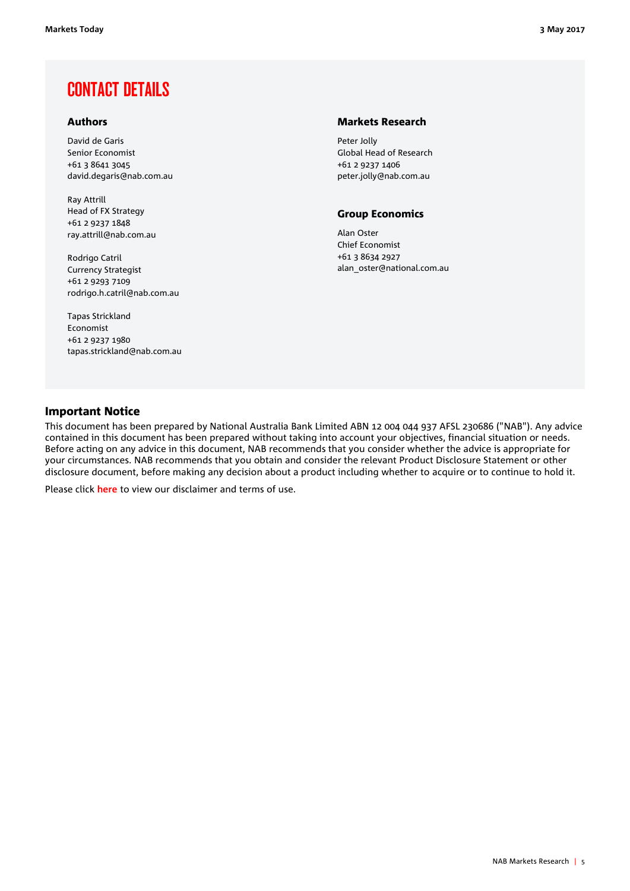# CONTACT DETAILS

### Authors

David de Garis
Senior Economist
+61 3 8641 3045
david.degaris@nab.com.au

Ray Attrill
Head of FX Strategy
+61 2 9237 1848
ray.attrill@nab.com.au

Rodrigo Catril
Currency Strategist
+61 2 9293 7109
rodrigo.h.catril@nab.com.au

Tapas Strickland
Economist
+61 2 9237 1980
tapas.strickland@nab.com.au

### Markets Research

Peter Jolly
Global Head of Research
+61 2 9237 1406
peter.jolly@nab.com.au

### Group Economics

Alan Oster
Chief Economist
+61 3 8634 2927
alan_oster@national.com.au

## Important Notice

This document has been prepared by National Australia Bank Limited ABN 12 004 044 937 AFSL 230686 ("NAB"). Any advice contained in this document has been prepared without taking into account your objectives, financial situation or needs. Before acting on any advice in this document, NAB recommends that you consider whether the advice is appropriate for your circumstances. NAB recommends that you obtain and consider the relevant Product Disclosure Statement or other disclosure document, before making any decision about a product including whether to acquire or to continue to hold it.

Please click **here** to view our disclaimer and terms of use.